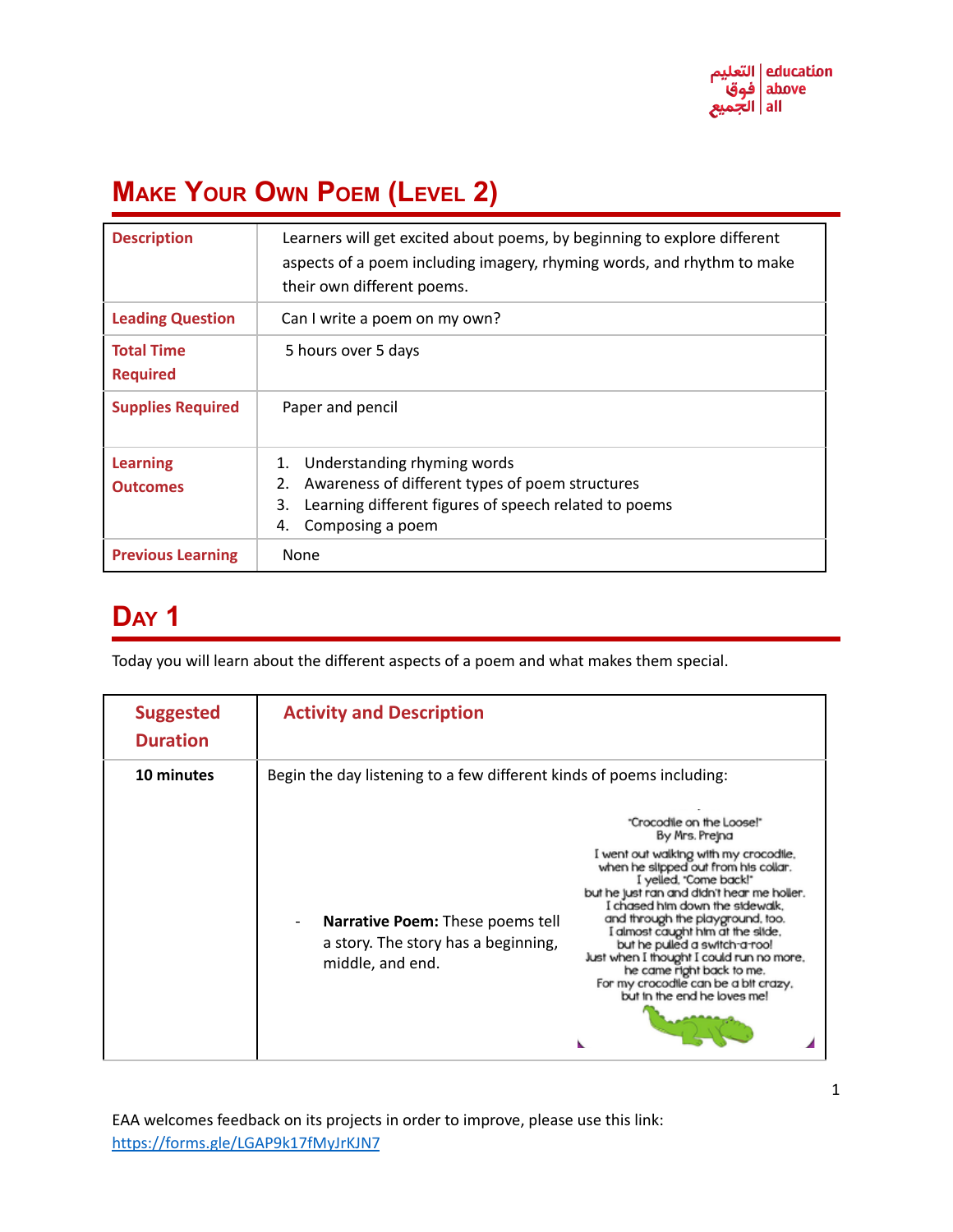# Make Your Own Poem (Level 2)

| Description | Learners will get excited about poems, by beginning to explore different aspects of a poem including imagery, rhyming words, and rhythm to make their own different poems. |
|---|---|
| Leading Question | Can I write a poem on my own? |
| Total Time Required | 5 hours over 5 days |
| Supplies Required | Paper and pencil |
| Learning Outcomes | 1. Understanding rhyming words<br>2. Awareness of different types of poem structures<br>3. Learning different figures of speech related to poems<br>4. Composing a poem |
| Previous Learning | None |

## Day 1

Today you will learn about the different aspects of a poem and what makes them special.

| Suggested Duration | Activity and Description |
|---|---|
| 10 minutes | Begin the day listening to a few different kinds of poems including:<br><br>- **Narrative Poem:** These poems tell a story. The story has a beginning, middle, and end.<br><br>"Crocodile on the Loose!"<br>By Mrs. Prejna<br>I went out walking with my crocodile,<br>when he slipped out from his collar.<br>I yelled, "Come back!"<br>but he just ran and didn't hear me holler.<br>I chased him down the sidewalk,<br>and through the playground, too.<br>I almost caught him at the slide,<br>but he pulled a switch-a-roo!<br>Just when I thought I could run no more,<br>he came right back to me.<br>For my crocodile can be a bit crazy,<br>but in the end he loves me! |

EAA welcomes feedback on its projects in order to improve, please use this link: https://forms.gle/LGAP9k17fMyJrKJN7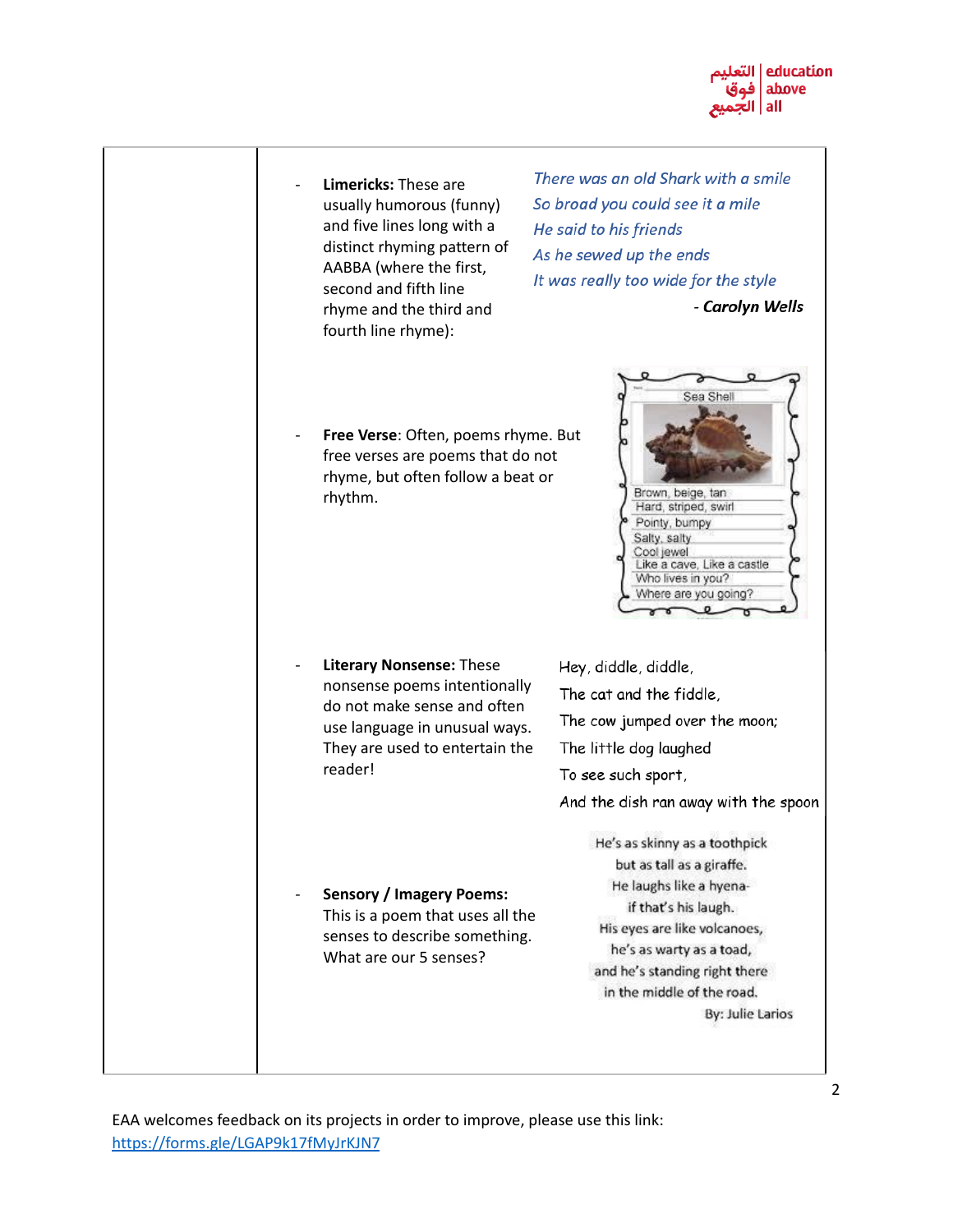- **Limericks:** These are usually humorous (funny) and five lines long with a distinct rhyming pattern of AABBA (where the first, second and fifth line rhyme and the third and fourth line rhyme):

*There was an old Shark with a smile*
*So broad you could see it a mile*
*He said to his friends*
*As he sewed up the ends*
*It was really too wide for the style*

- ***Carolyn Wells***

- **Free Verse**: Often, poems rhyme. But free verses are poems that do not rhyme, but often follow a beat or rhythm.

Sea Shell

Brown, beige, tan
Hard, striped, swirl
Pointy, bumpy
Salty, salty
Cool jewel
Like a cave, Like a castle
Who lives in you?
Where are you going?

- **Literary Nonsense:** These nonsense poems intentionally do not make sense and often use language in unusual ways. They are used to entertain the reader!

Hey, diddle, diddle,
The cat and the fiddle,
The cow jumped over the moon;
The little dog laughed
To see such sport,
And the dish ran away with the spoon

- **Sensory / Imagery Poems:** This is a poem that uses all the senses to describe something. What are our 5 senses?

He's as skinny as a toothpick
but as tall as a giraffe.
He laughs like a hyena-
if that's his laugh.
His eyes are like volcanoes,
he's as warty as a toad,
and he's standing right there
in the middle of the road.

By: Julie Larios

EAA welcomes feedback on its projects in order to improve, please use this link: https://forms.gle/LGAP9k17fMyJrKJN7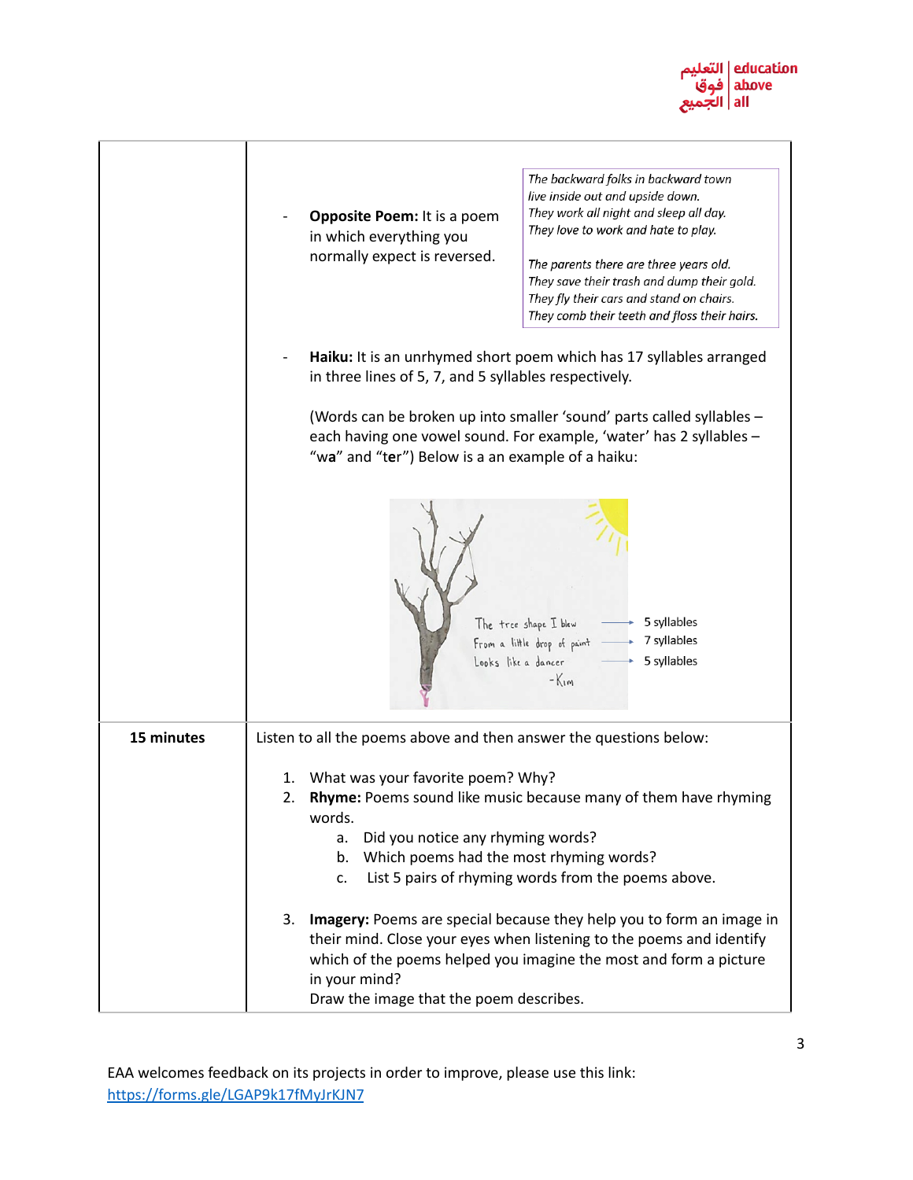| | |
|---|---|
| | - **Opposite Poem:** It is a poem in which everything you normally expect is reversed.<br><br>*The backward folks in backward town*<br>*live inside out and upside down.*<br>*They work all night and sleep all day.*<br>*They love to work and hate to play.*<br><br>*The parents there are three years old.*<br>*They save their trash and dump their gold.*<br>*They fly their cars and stand on chairs.*<br>*They comb their teeth and floss their hairs.*<br><br>- **Haiku:** It is an unrhymed short poem which has 17 syllables arranged in three lines of 5, 7, and 5 syllables respectively.<br><br>(Words can be broken up into smaller 'sound' parts called syllables – each having one vowel sound. For example, 'water' has 2 syllables – "w**a**" and "t**er**") Below is a an example of a haiku:<br><br>The tree shape I blew → 5 syllables<br>From a little drop of paint → 7 syllables<br>Looks like a dancer → 5 syllables<br>-Kim |
| **15 minutes** | Listen to all the poems above and then answer the questions below:<br><br>1. What was your favorite poem? Why?<br>2. **Rhyme:** Poems sound like music because many of them have rhyming words.<br>&nbsp;&nbsp;&nbsp;a. Did you notice any rhyming words?<br>&nbsp;&nbsp;&nbsp;b. Which poems had the most rhyming words?<br>&nbsp;&nbsp;&nbsp;c. List 5 pairs of rhyming words from the poems above.<br><br>3. **Imagery:** Poems are special because they help you to form an image in their mind. Close your eyes when listening to the poems and identify which of the poems helped you imagine the most and form a picture in your mind?<br>Draw the image that the poem describes. |

EAA welcomes feedback on its projects in order to improve, please use this link: https://forms.gle/LGAP9k17fMyJrKJN7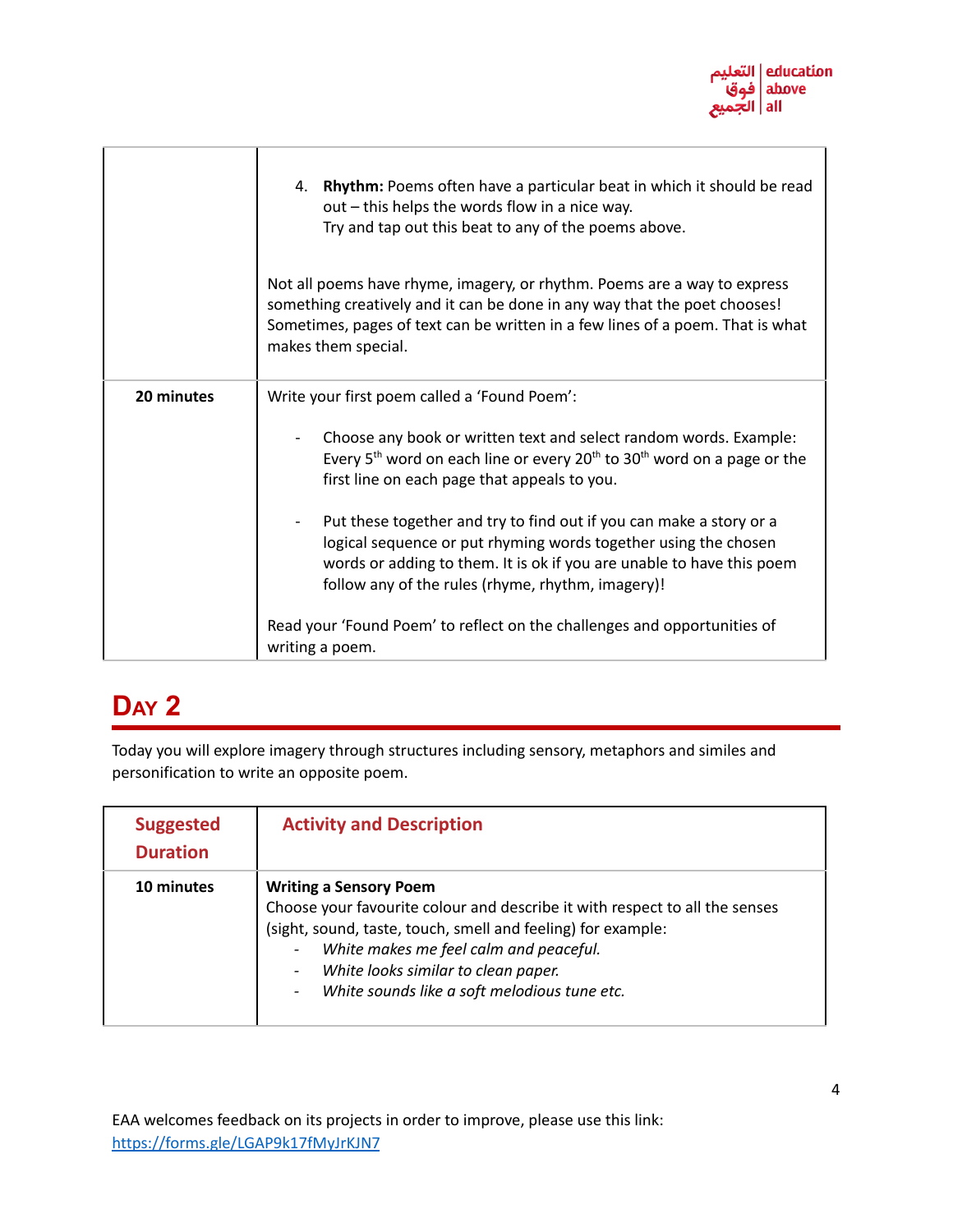| | |
|---|---|
| | 4. **Rhythm:** Poems often have a particular beat in which it should be read out – this helps the words flow in a nice way. Try and tap out this beat to any of the poems above. <br><br> Not all poems have rhyme, imagery, or rhythm. Poems are a way to express something creatively and it can be done in any way that the poet chooses! Sometimes, pages of text can be written in a few lines of a poem. That is what makes them special. |
| **20 minutes** | Write your first poem called a 'Found Poem': <br><br> - Choose any book or written text and select random words. Example: Every 5th word on each line or every 20th to 30th word on a page or the first line on each page that appeals to you. <br><br> - Put these together and try to find out if you can make a story or a logical sequence or put rhyming words together using the chosen words or adding to them. It is ok if you are unable to have this poem follow any of the rules (rhyme, rhythm, imagery)! <br><br> Read your 'Found Poem' to reflect on the challenges and opportunities of writing a poem. |

# Day 2

Today you will explore imagery through structures including sensory, metaphors and similes and personification to write an opposite poem.

| Suggested Duration | Activity and Description |
|---|---|
| **10 minutes** | **Writing a Sensory Poem** <br> Choose your favourite colour and describe it with respect to all the senses (sight, sound, taste, touch, smell and feeling) for example: <br> - *White makes me feel calm and peaceful.* <br> - *White looks similar to clean paper.* <br> - *White sounds like a soft melodious tune etc.* |

EAA welcomes feedback on its projects in order to improve, please use this link: https://forms.gle/LGAP9k17fMyJrKJN7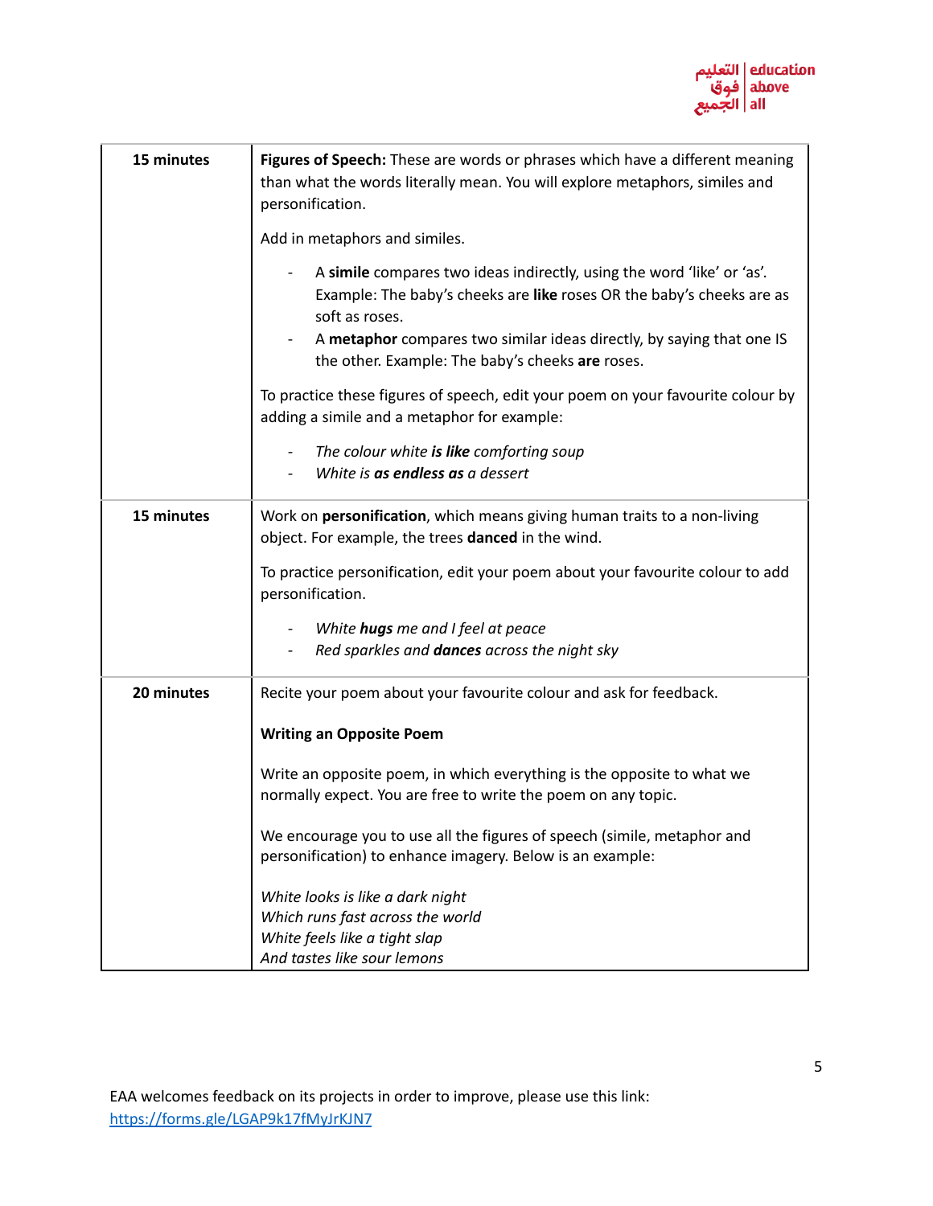| | |
|---|---|
| **15 minutes** | **Figures of Speech:** These are words or phrases which have a different meaning than what the words literally mean. You will explore metaphors, similes and personification.<br><br>Add in metaphors and similes.<br><br>- A **simile** compares two ideas indirectly, using the word 'like' or 'as'. Example: The baby's cheeks are **like** roses OR the baby's cheeks are as soft as roses.<br>- A **metaphor** compares two similar ideas directly, by saying that one IS the other. Example: The baby's cheeks **are** roses.<br><br>To practice these figures of speech, edit your poem on your favourite colour by adding a simile and a metaphor for example:<br><br>- *The colour white **is like** comforting soup*<br>- *White is **as endless as** a dessert* |
| **15 minutes** | Work on **personification**, which means giving human traits to a non-living object. For example, the trees **danced** in the wind.<br><br>To practice personification, edit your poem about your favourite colour to add personification.<br><br>- *White **hugs** me and I feel at peace*<br>- *Red sparkles and **dances** across the night sky* |
| **20 minutes** | Recite your poem about your favourite colour and ask for feedback.<br><br>**Writing an Opposite Poem**<br><br>Write an opposite poem, in which everything is the opposite to what we normally expect. You are free to write the poem on any topic.<br><br>We encourage you to use all the figures of speech (simile, metaphor and personification) to enhance imagery. Below is an example:<br><br>*White looks is like a dark night*<br>*Which runs fast across the world*<br>*White feels like a tight slap*<br>*And tastes like sour lemons* |

EAA welcomes feedback on its projects in order to improve, please use this link: [https://forms.gle/LGAP9k17fMyJrKJN7](https://forms.gle/LGAP9k17fMyJrKJN7)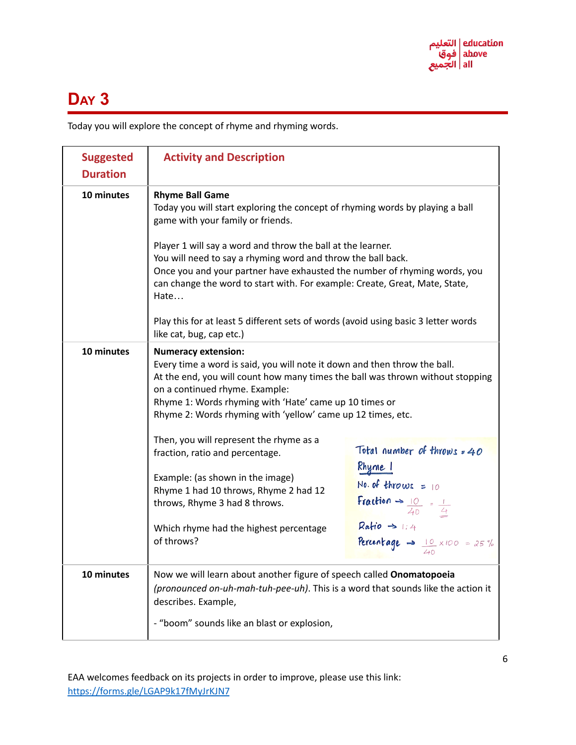# Day 3

Today you will explore the concept of rhyme and rhyming words.

| Suggested Duration | Activity and Description |
|---|---|
| **10 minutes** | **Rhyme Ball Game**<br>Today you will start exploring the concept of rhyming words by playing a ball game with your family or friends.<br><br>Player 1 will say a word and throw the ball at the learner.<br>You will need to say a rhyming word and throw the ball back.<br>Once you and your partner have exhausted the number of rhyming words, you can change the word to start with. For example: Create, Great, Mate, State, Hate…<br><br>Play this for at least 5 different sets of words (avoid using basic 3 letter words like cat, bug, cap etc.) |
| **10 minutes** | **Numeracy extension:**<br>Every time a word is said, you will note it down and then throw the ball.<br>At the end, you will count how many times the ball was thrown without stopping on a continued rhyme. Example:<br>Rhyme 1: Words rhyming with 'Hate' came up 10 times or<br>Rhyme 2: Words rhyming with 'yellow' came up 12 times, etc.<br><br>Then, you will represent the rhyme as a fraction, ratio and percentage.<br><br>Example: (as shown in the image)<br>Rhyme 1 had 10 throws, Rhyme 2 had 12 throws, Rhyme 3 had 8 throws.<br><br>Which rhyme had the highest percentage of throws?<br><br>Total number of throws = 40<br>Rhyme 1<br>No. of throws = 10<br>Fraction → $\frac{10}{40} = \frac{1}{4}$<br>Ratio → 1 : 4<br>Percentage → $\frac{10}{40} \times 100 = 25\%$ |
| **10 minutes** | Now we will learn about another figure of speech called **Onomatopoeia** *(pronounced on-uh-mah-tuh-pee-uh)*. This is a word that sounds like the action it describes. Example,<br><br>- "boom" sounds like an blast or explosion, |

EAA welcomes feedback on its projects in order to improve, please use this link: https://forms.gle/LGAP9k17fMyJrKJN7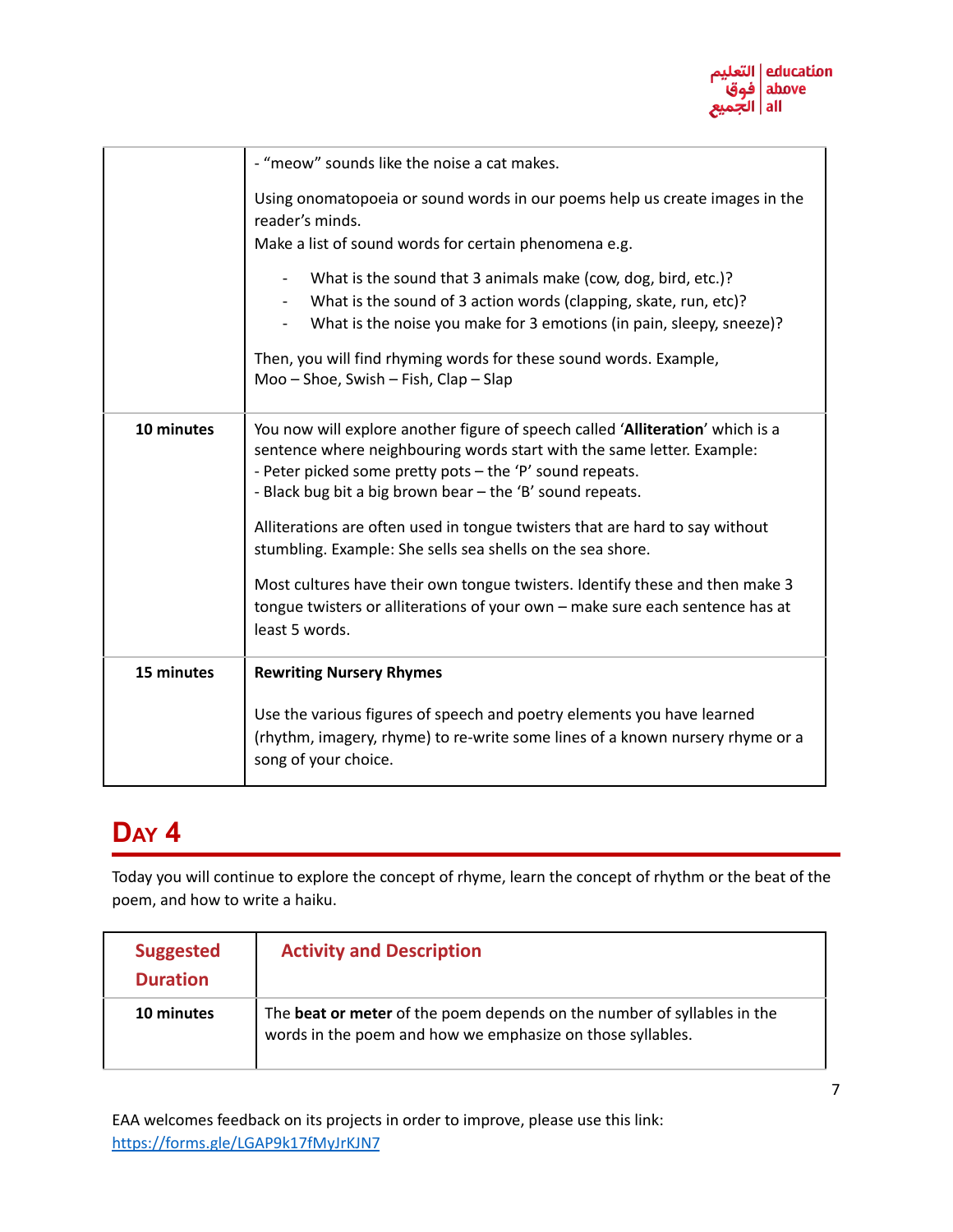| | |
|---|---|
| | - "meow" sounds like the noise a cat makes.<br><br>Using onomatopoeia or sound words in our poems help us create images in the reader's minds.<br>Make a list of sound words for certain phenomena e.g.<br><br>- What is the sound that 3 animals make (cow, dog, bird, etc.)?<br>- What is the sound of 3 action words (clapping, skate, run, etc)?<br>- What is the noise you make for 3 emotions (in pain, sleepy, sneeze)?<br><br>Then, you will find rhyming words for these sound words. Example,<br>Moo – Shoe, Swish – Fish, Clap – Slap |
| **10 minutes** | You now will explore another figure of speech called '**Alliteration**' which is a sentence where neighbouring words start with the same letter. Example:<br>- Peter picked some pretty pots – the 'P' sound repeats.<br>- Black bug bit a big brown bear – the 'B' sound repeats.<br><br>Alliterations are often used in tongue twisters that are hard to say without stumbling. Example: She sells sea shells on the sea shore.<br><br>Most cultures have their own tongue twisters. Identify these and then make 3 tongue twisters or alliterations of your own – make sure each sentence has at least 5 words. |
| **15 minutes** | **Rewriting Nursery Rhymes**<br><br>Use the various figures of speech and poetry elements you have learned (rhythm, imagery, rhyme) to re-write some lines of a known nursery rhyme or a song of your choice. |

## Day 4

Today you will continue to explore the concept of rhyme, learn the concept of rhythm or the beat of the poem, and how to write a haiku.

| Suggested Duration | Activity and Description |
|---|---|
| **10 minutes** | The **beat or meter** of the poem depends on the number of syllables in the words in the poem and how we emphasize on those syllables. |

EAA welcomes feedback on its projects in order to improve, please use this link: https://forms.gle/LGAP9k17fMyJrKJN7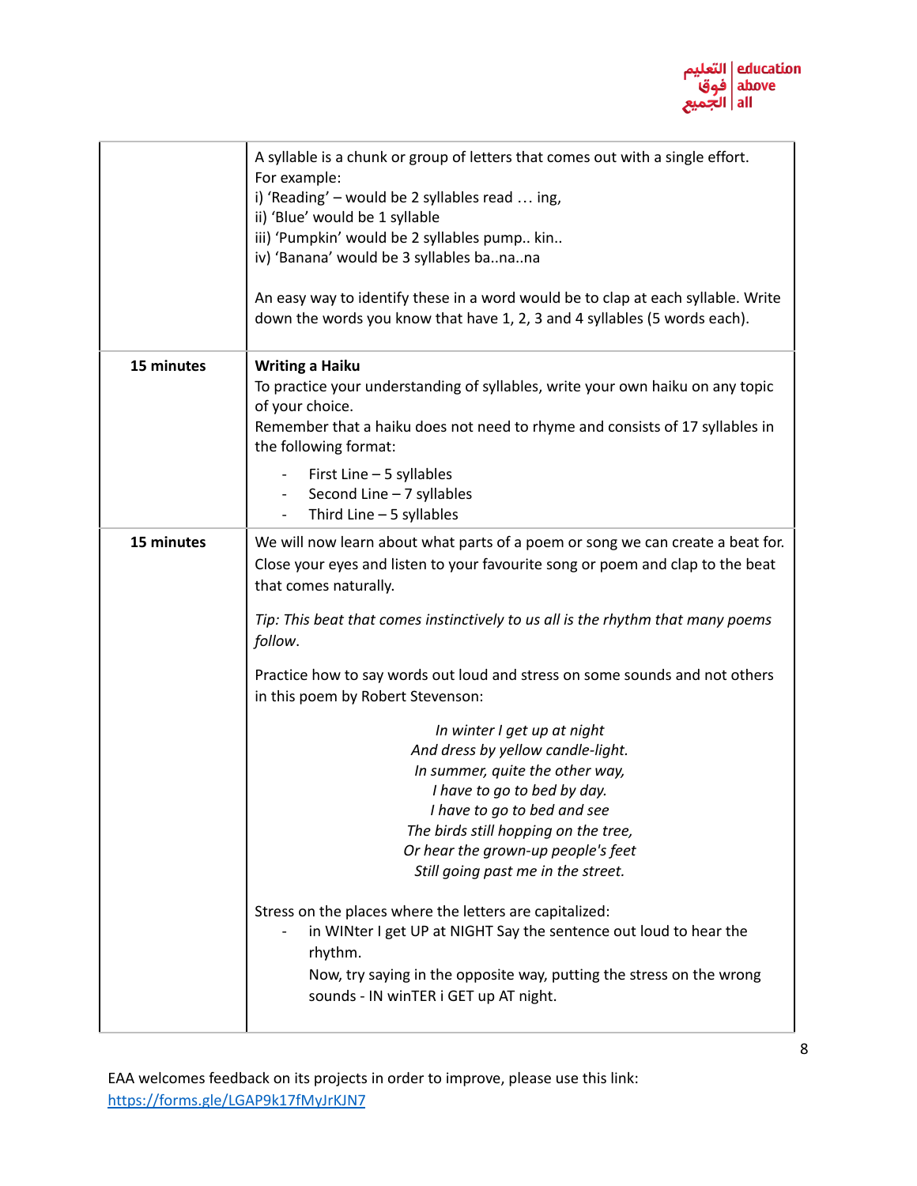| | |
|---|---|
| | A syllable is a chunk or group of letters that comes out with a single effort.<br>For example:<br>i) 'Reading' – would be 2 syllables read … ing,<br>ii) 'Blue' would be 1 syllable<br>iii) 'Pumpkin' would be 2 syllables pump.. kin..<br>iv) 'Banana' would be 3 syllables ba..na..na<br><br>An easy way to identify these in a word would be to clap at each syllable. Write down the words you know that have 1, 2, 3 and 4 syllables (5 words each). |
| **15 minutes** | **Writing a Haiku**<br>To practice your understanding of syllables, write your own haiku on any topic of your choice.<br>Remember that a haiku does not need to rhyme and consists of 17 syllables in the following format:<br>- First Line – 5 syllables<br>- Second Line – 7 syllables<br>- Third Line – 5 syllables |
| **15 minutes** | We will now learn about what parts of a poem or song we can create a beat for. Close your eyes and listen to your favourite song or poem and clap to the beat that comes naturally.<br><br>*Tip: This beat that comes instinctively to us all is the rhythm that many poems follow.*<br><br>Practice how to say words out loud and stress on some sounds and not others in this poem by Robert Stevenson:<br><br>*In winter I get up at night*<br>*And dress by yellow candle-light.*<br>*In summer, quite the other way,*<br>*I have to go to bed by day.*<br>*I have to go to bed and see*<br>*The birds still hopping on the tree,*<br>*Or hear the grown-up people's feet*<br>*Still going past me in the street.*<br><br>Stress on the places where the letters are capitalized:<br>- in WINter I get UP at NIGHT Say the sentence out loud to hear the rhythm.<br>Now, try saying in the opposite way, putting the stress on the wrong sounds - IN winTER i GET up AT night. |

EAA welcomes feedback on its projects in order to improve, please use this link: https://forms.gle/LGAP9k17fMyJrKJN7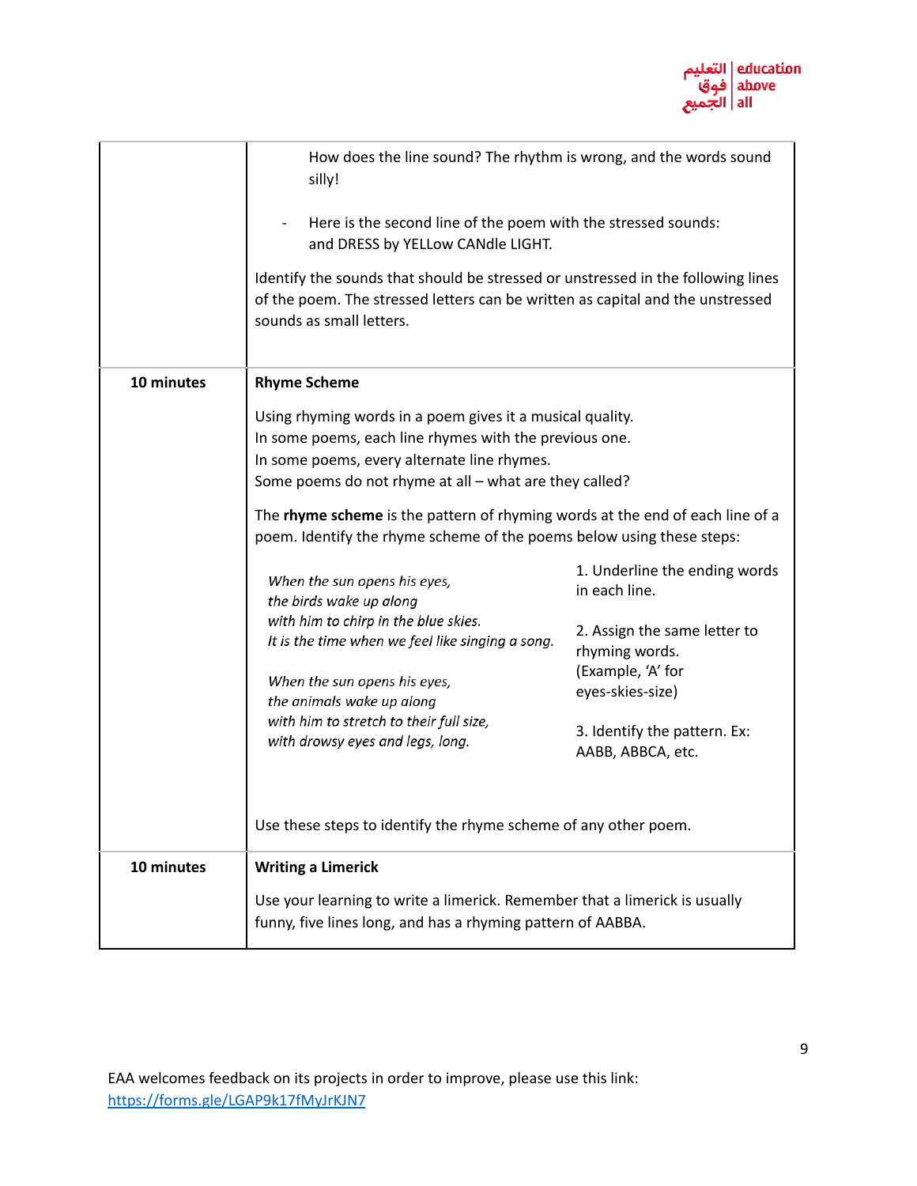| | |
|---|---|
| | How does the line sound? The rhythm is wrong, and the words sound silly!<br><br>- Here is the second line of the poem with the stressed sounds: and DRESS by YELLow CANdle LIGHT.<br><br>Identify the sounds that should be stressed or unstressed in the following lines of the poem. The stressed letters can be written as capital and the unstressed sounds as small letters. |
| **10 minutes** | **Rhyme Scheme**<br><br>Using rhyming words in a poem gives it a musical quality.<br>In some poems, each line rhymes with the previous one.<br>In some poems, every alternate line rhymes.<br>Some poems do not rhyme at all – what are they called?<br><br>The **rhyme scheme** is the pattern of rhyming words at the end of each line of a poem. Identify the rhyme scheme of the poems below using these steps:<br><br>*When the sun opens his eyes,*<br>*the birds wake up along*<br>*with him to chirp in the blue skies.*<br>*It is the time when we feel like singing a song.*<br><br>*When the sun opens his eyes,*<br>*the animals wake up along*<br>*with him to stretch to their full size,*<br>*with drowsy eyes and legs, long.*<br><br>1. Underline the ending words in each line.<br>2. Assign the same letter to rhyming words. (Example, 'A' for eyes-skies-size)<br>3. Identify the pattern. Ex: AABB, ABBCA, etc.<br><br>Use these steps to identify the rhyme scheme of any other poem. |
| **10 minutes** | **Writing a Limerick**<br><br>Use your learning to write a limerick. Remember that a limerick is usually funny, five lines long, and has a rhyming pattern of AABBA. |

EAA welcomes feedback on its projects in order to improve, please use this link: https://forms.gle/LGAP9k17fMyJrKJN7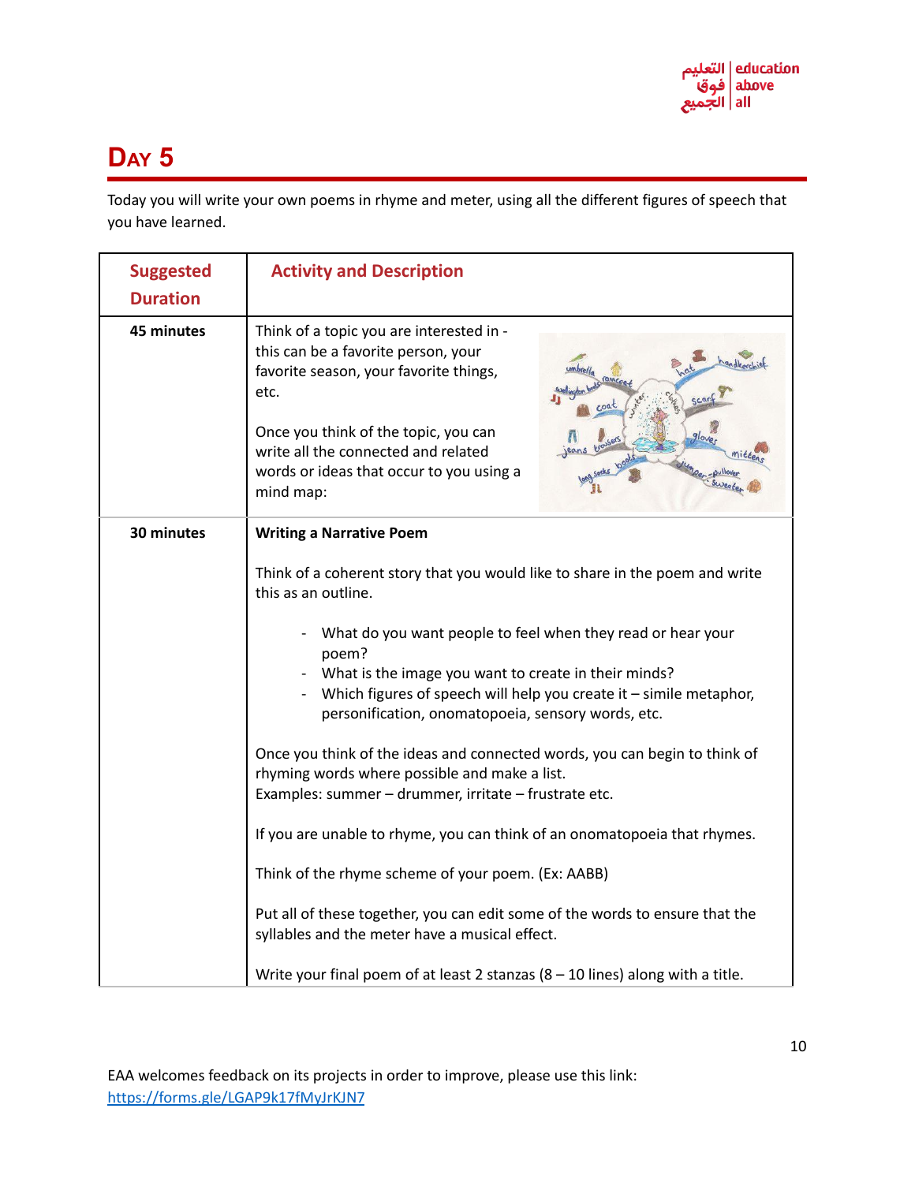# Day 5

Today you will write your own poems in rhyme and meter, using all the different figures of speech that you have learned.

| Suggested Duration | Activity and Description |
|---|---|
| **45 minutes** | Think of a topic you are interested in - this can be a favorite person, your favorite season, your favorite things, etc.<br><br>Once you think of the topic, you can write all the connected and related words or ideas that occur to you using a mind map: |
| **30 minutes** | **Writing a Narrative Poem**<br><br>Think of a coherent story that you would like to share in the poem and write this as an outline.<br><br>- What do you want people to feel when they read or hear your poem?<br>- What is the image you want to create in their minds?<br>- Which figures of speech will help you create it – simile metaphor, personification, onomatopoeia, sensory words, etc.<br><br>Once you think of the ideas and connected words, you can begin to think of rhyming words where possible and make a list.<br>Examples: summer – drummer, irritate – frustrate etc.<br><br>If you are unable to rhyme, you can think of an onomatopoeia that rhymes.<br><br>Think of the rhyme scheme of your poem. (Ex: AABB)<br><br>Put all of these together, you can edit some of the words to ensure that the syllables and the meter have a musical effect.<br><br>Write your final poem of at least 2 stanzas (8 – 10 lines) along with a title. |

EAA welcomes feedback on its projects in order to improve, please use this link: https://forms.gle/LGAP9k17fMyJrKJN7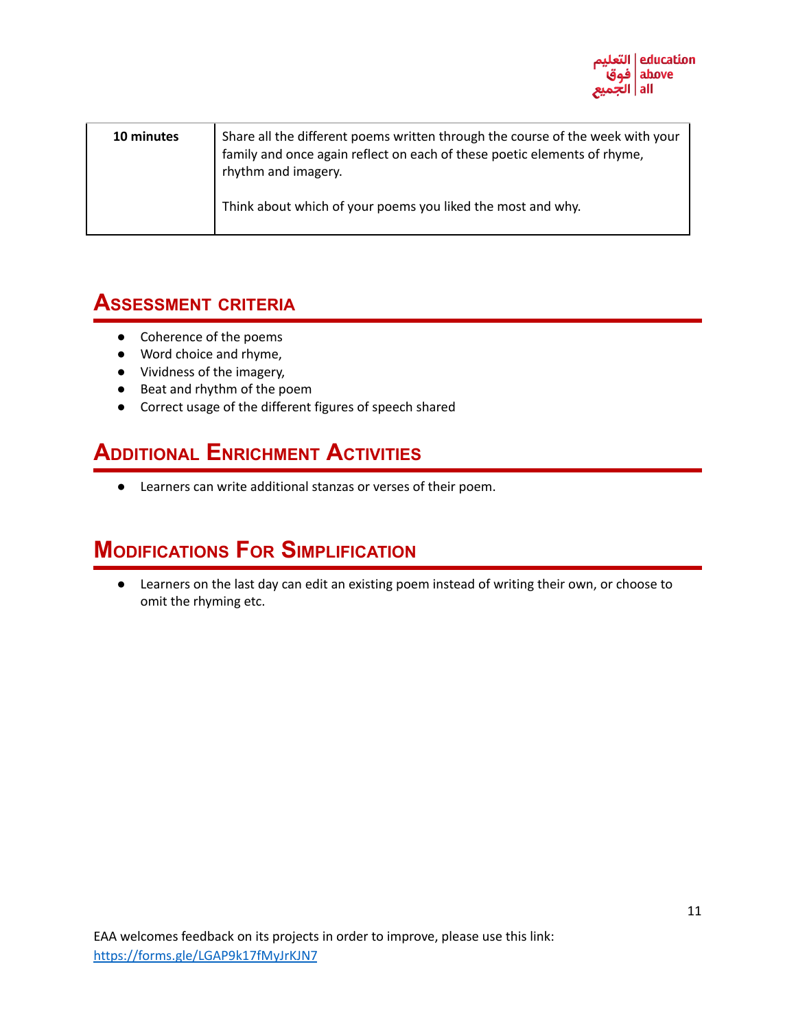| | |
|---|---|
| **10 minutes** | Share all the different poems written through the course of the week with your family and once again reflect on each of these poetic elements of rhyme, rhythm and imagery.<br><br>Think about which of your poems you liked the most and why. |

## Assessment criteria

- Coherence of the poems
- Word choice and rhyme,
- Vividness of the imagery,
- Beat and rhythm of the poem
- Correct usage of the different figures of speech shared

## Additional Enrichment Activities

- Learners can write additional stanzas or verses of their poem.

## Modifications For Simplification

- Learners on the last day can edit an existing poem instead of writing their own, or choose to omit the rhyming etc.

EAA welcomes feedback on its projects in order to improve, please use this link: https://forms.gle/LGAP9k17fMyJrKJN7